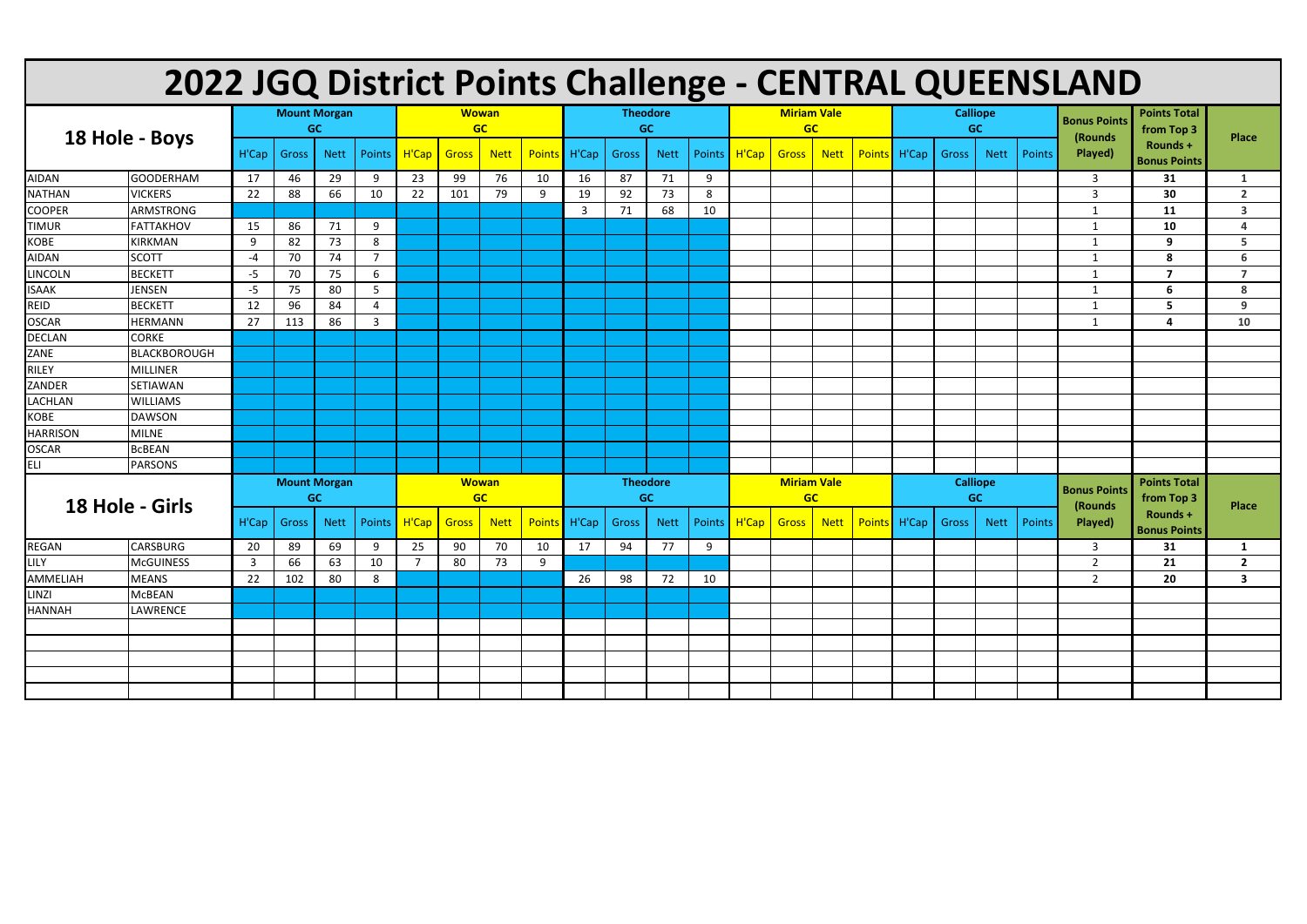# 2022 JGQ District Points Challenge - CENTRAL QUEENSLAND

| 18 Hole - Boys | | Mount Morgan GC | | | | Wowan GC | | | | Theodore GC | | | | Miriam Vale GC | | | | Calliope GC | | | | Bonus Points (Rounds Played) | Points Total from Top 3 Rounds + Bonus Points | Place |
|---|---|---|---|---|---|---|---|---|---|---|---|---|---|---|---|---|---|---|---|---|---|---|---|---|
| | | H'Cap | Gross | Nett | Points | H'Cap | Gross | Nett | Points | H'Cap | Gross | Nett | Points | H'Cap | Gross | Nett | Points | H'Cap | Gross | Nett | Points | | | |
| AIDAN | GOODERHAM | 17 | 46 | 29 | 9 | 23 | 99 | 76 | 10 | 16 | 87 | 71 | 9 | | | | | | | | | 3 | **31** | 1 |
| NATHAN | VICKERS | 22 | 88 | 66 | 10 | 22 | 101 | 79 | 9 | 19 | 92 | 73 | 8 | | | | | | | | | 3 | **30** | 2 |
| COOPER | ARMSTRONG | | | | | | | | | 3 | 71 | 68 | 10 | | | | | | | | | 1 | **11** | 3 |
| TIMUR | FATTAKHOV | 15 | 86 | 71 | 9 | | | | | | | | | | | | | | | | | 1 | **10** | 4 |
| KOBE | KIRKMAN | 9 | 82 | 73 | 8 | | | | | | | | | | | | | | | | | 1 | **9** | 5 |
| AIDAN | SCOTT | -4 | 70 | 74 | 7 | | | | | | | | | | | | | | | | | 1 | **8** | 6 |
| LINCOLN | BECKETT | -5 | 70 | 75 | 6 | | | | | | | | | | | | | | | | | 1 | **7** | 7 |
| ISAAK | JENSEN | -5 | 75 | 80 | 5 | | | | | | | | | | | | | | | | | 1 | **6** | 8 |
| REID | BECKETT | 12 | 96 | 84 | 4 | | | | | | | | | | | | | | | | | 1 | **5** | 9 |
| OSCAR | HERMANN | 27 | 113 | 86 | 3 | | | | | | | | | | | | | | | | | 1 | **4** | 10 |
| DECLAN | CORKE | | | | | | | | | | | | | | | | | | | | | | | |
| ZANE | BLACKBOROUGH | | | | | | | | | | | | | | | | | | | | | | | |
| RILEY | MILLINER | | | | | | | | | | | | | | | | | | | | | | | |
| ZANDER | SETIAWAN | | | | | | | | | | | | | | | | | | | | | | | |
| LACHLAN | WILLIAMS | | | | | | | | | | | | | | | | | | | | | | | |
| KOBE | DAWSON | | | | | | | | | | | | | | | | | | | | | | | |
| HARRISON | MILNE | | | | | | | | | | | | | | | | | | | | | | | |
| OSCAR | BcBEAN | | | | | | | | | | | | | | | | | | | | | | | |
| ELI | PARSONS | | | | | | | | | | | | | | | | | | | | | | | |

| 18 Hole - Girls | | Mount Morgan GC | | | | Wowan GC | | | | Theodore GC | | | | Miriam Vale GC | | | | Calliope GC | | | | Bonus Points (Rounds Played) | Points Total from Top 3 Rounds + Bonus Points | Place |
|---|---|---|---|---|---|---|---|---|---|---|---|---|---|---|---|---|---|---|---|---|---|---|---|---|
| | | H'Cap | Gross | Nett | Points | H'Cap | Gross | Nett | Points | H'Cap | Gross | Nett | Points | H'Cap | Gross | Nett | Points | H'Cap | Gross | Nett | Points | | | |
| REGAN | CARSBURG | 20 | 89 | 69 | 9 | 25 | 90 | 70 | 10 | 17 | 94 | 77 | 9 | | | | | | | | | 3 | **31** | **1** |
| LILY | McGUINESS | 3 | 66 | 63 | 10 | 7 | 80 | 73 | 9 | | | | | | | | | | | | | 2 | **21** | **2** |
| AMMELIAH | MEANS | 22 | 102 | 80 | 8 | | | | | 26 | 98 | 72 | 10 | | | | | | | | | 2 | **20** | **3** |
| LINZI | McBEAN | | | | | | | | | | | | | | | | | | | | | | | |
| HANNAH | LAWRENCE | | | | | | | | | | | | | | | | | | | | | | | |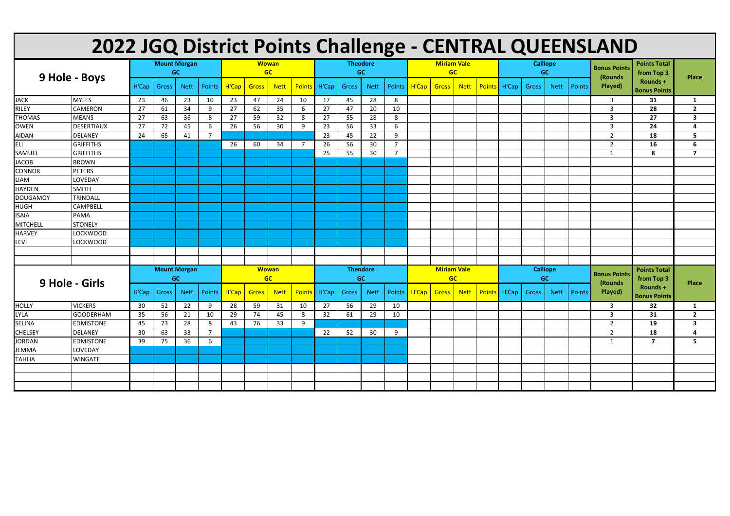# 2022 JQG District Points Challenge - CENTRAL QUEENSLAND

| 9 Hole - Boys | | Mount Morgan GC | | | | Wowan GC | | | | Theodore GC | | | | Miriam Vale GC | | | | Calliope GC | | | | Bonus Points (Rounds Played) | Points Total from Top 3 Rounds + Bonus Points | Place |
|---|---|---|---|---|---|---|---|---|---|---|---|---|---|---|---|---|---|---|---|---|---|---|---|---|
| | | H'Cap | Gross | Nett | Points | H'Cap | Gross | Nett | Points | H'Cap | Gross | Nett | Points | H'Cap | Gross | Nett | Points | H'Cap | Gross | Nett | Points | | | |
| JACK | MYLES | 23 | 46 | 23 | 10 | 23 | 47 | 24 | 10 | 17 | 45 | 28 | 8 | | | | | | | | | 3 | 31 | 1 |
| RILEY | CAMERON | 27 | 61 | 34 | 9 | 27 | 62 | 35 | 6 | 27 | 47 | 20 | 10 | | | | | | | | | 3 | 28 | 2 |
| THOMAS | MEANS | 27 | 63 | 36 | 8 | 27 | 59 | 32 | 8 | 27 | 55 | 28 | 8 | | | | | | | | | 3 | 27 | 3 |
| OWEN | DESERTIAUX | 27 | 72 | 45 | 6 | 26 | 56 | 30 | 9 | 23 | 56 | 33 | 6 | | | | | | | | | 3 | 24 | 4 |
| AIDAN | DELANEY | 24 | 65 | 41 | 7 | | | | | 23 | 45 | 22 | 9 | | | | | | | | | 2 | 18 | 5 |
| ELI | GRIFFITHS | | | | | 26 | 60 | 34 | 7 | 26 | 56 | 30 | 7 | | | | | | | | | 2 | 16 | 6 |
| SAMUEL | GRIFFITHS | | | | | | | | | 25 | 55 | 30 | 7 | | | | | | | | | 1 | 8 | 7 |
| JACOB | BROWN | | | | | | | | | | | | | | | | | | | | | | | |
| CONNOR | PETERS | | | | | | | | | | | | | | | | | | | | | | | |
| LIAM | LOVEDAY | | | | | | | | | | | | | | | | | | | | | | | |
| HAYDEN | SMITH | | | | | | | | | | | | | | | | | | | | | | | |
| DOUGAMOY | TRINDALL | | | | | | | | | | | | | | | | | | | | | | | |
| HUGH | CAMPBELL | | | | | | | | | | | | | | | | | | | | | | | |
| ISAIA | PAMA | | | | | | | | | | | | | | | | | | | | | | | |
| MITCHELL | STONELY | | | | | | | | | | | | | | | | | | | | | | | |
| HARVEY | LOCKWOOD | | | | | | | | | | | | | | | | | | | | | | | |
| LEVI | LOCKWOOD | | | | | | | | | | | | | | | | | | | | | | | |

| 9 Hole - Girls | | Mount Morgan GC | | | | Wowan GC | | | | Theodore GC | | | | Miriam Vale GC | | | | Calliope GC | | | | Bonus Points (Rounds Played) | Points Total from Top 3 Rounds + Bonus Points | Place |
|---|---|---|---|---|---|---|---|---|---|---|---|---|---|---|---|---|---|---|---|---|---|---|---|---|
| | | H'Cap | Gross | Nett | Points | H'Cap | Gross | Nett | Points | H'Cap | Gross | Nett | Points | H'Cap | Gross | Nett | Points | H'Cap | Gross | Nett | Points | | | |
| HOLLY | VICKERS | 30 | 52 | 22 | 9 | 28 | 59 | 31 | 10 | 27 | 56 | 29 | 10 | | | | | | | | | 3 | 32 | 1 |
| LYLA | GOODERHAM | 35 | 56 | 21 | 10 | 29 | 74 | 45 | 8 | 32 | 61 | 29 | 10 | | | | | | | | | 3 | 31 | 2 |
| SELINA | EDMISTONE | 45 | 73 | 28 | 8 | 43 | 76 | 33 | 9 | | | | | | | | | | | | | 2 | 19 | 3 |
| CHELSEY | DELANEY | 30 | 63 | 33 | 7 | | | | | 22 | 52 | 30 | 9 | | | | | | | | | 2 | 18 | 4 |
| JORDAN | EDMISTONE | 39 | 75 | 36 | 6 | | | | | | | | | | | | | | | | | 1 | 7 | 5 |
| JEMMA | LOVEDAY | | | | | | | | | | | | | | | | | | | | | | | |
| TAHLIA | WINGATE | | | | | | | | | | | | | | | | | | | | | | | |